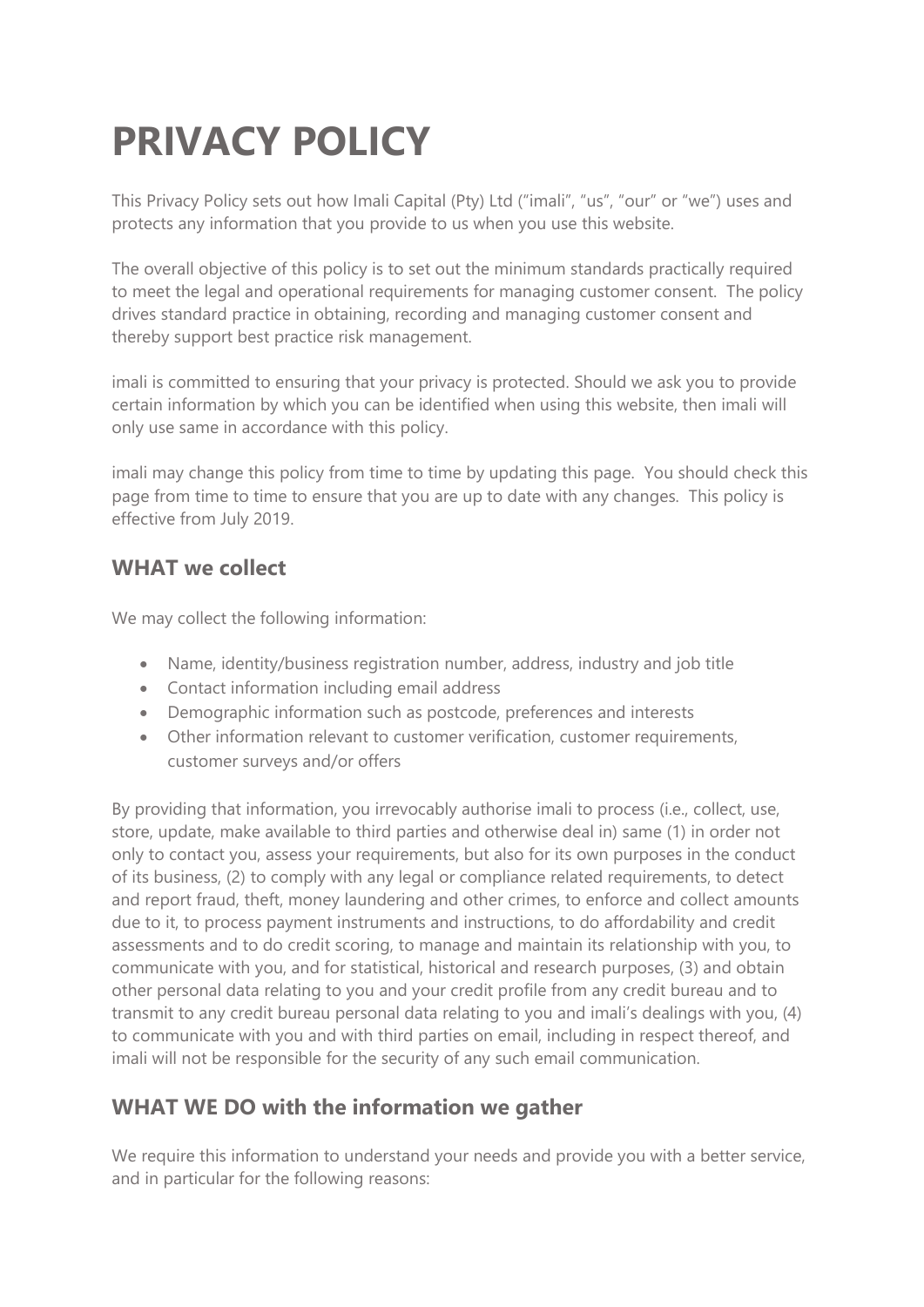# PRIVACY POLICY

This Privacy Policy sets out how Imali Capital (Pty) Ltd ("imali", "us", "our" or "we") uses and protects any information that you provide to us when you use this website.

The overall objective of this policy is to set out the minimum standards practically required to meet the legal and operational requirements for managing customer consent. The policy drives standard practice in obtaining, recording and managing customer consent and thereby support best practice risk management.

imali is committed to ensuring that your privacy is protected. Should we ask you to provide certain information by which you can be identified when using this website, then imali will only use same in accordance with this policy.

imali may change this policy from time to time by updating this page. You should check this page from time to time to ensure that you are up to date with any changes. This policy is effective from July 2019.

## WHAT we collect

We may collect the following information:

- Name, identity/business registration number, address, industry and job title
- Contact information including email address
- Demographic information such as postcode, preferences and interests
- Other information relevant to customer verification, customer requirements, customer surveys and/or offers

By providing that information, you irrevocably authorise imali to process (i.e., collect, use, store, update, make available to third parties and otherwise deal in) same (1) in order not only to contact you, assess your requirements, but also for its own purposes in the conduct of its business, (2) to comply with any legal or compliance related requirements, to detect and report fraud, theft, money laundering and other crimes, to enforce and collect amounts due to it, to process payment instruments and instructions, to do affordability and credit assessments and to do credit scoring, to manage and maintain its relationship with you, to communicate with you, and for statistical, historical and research purposes, (3) and obtain other personal data relating to you and your credit profile from any credit bureau and to transmit to any credit bureau personal data relating to you and imali's dealings with you, (4) to communicate with you and with third parties on email, including in respect thereof, and imali will not be responsible for the security of any such email communication.

## WHAT WE DO with the information we gather

We require this information to understand your needs and provide you with a better service, and in particular for the following reasons: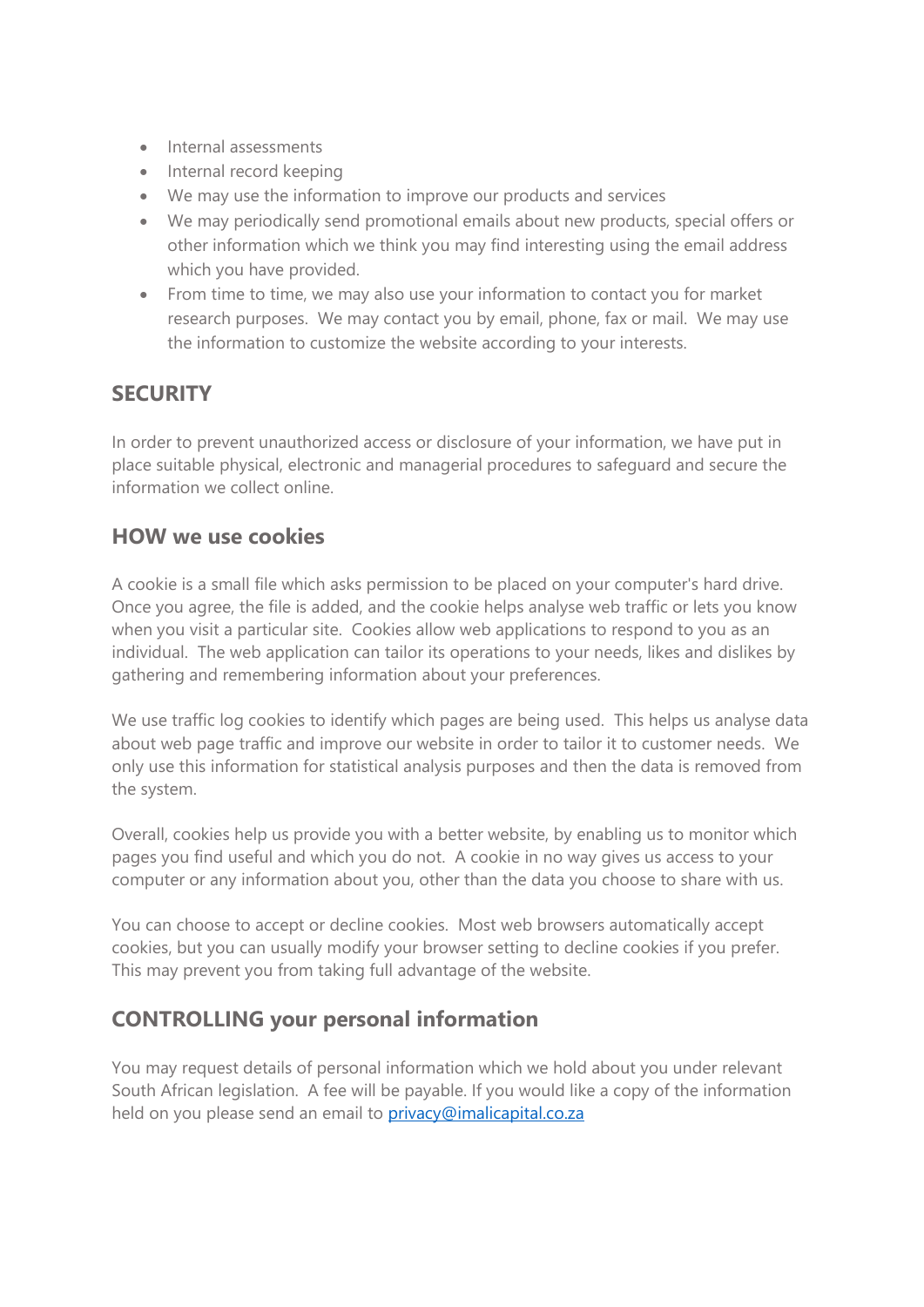- Internal assessments
- Internal record keeping
- We may use the information to improve our products and services
- We may periodically send promotional emails about new products, special offers or other information which we think you may find interesting using the email address which you have provided.
- From time to time, we may also use your information to contact you for market research purposes. We may contact you by email, phone, fax or mail. We may use the information to customize the website according to your interests.

## SECURITY

In order to prevent unauthorized access or disclosure of your information, we have put in place suitable physical, electronic and managerial procedures to safeguard and secure the information we collect online.

## HOW we use cookies

A cookie is a small file which asks permission to be placed on your computer's hard drive. Once you agree, the file is added, and the cookie helps analyse web traffic or lets you know when you visit a particular site. Cookies allow web applications to respond to you as an individual. The web application can tailor its operations to your needs, likes and dislikes by gathering and remembering information about your preferences.

We use traffic log cookies to identify which pages are being used. This helps us analyse data about web page traffic and improve our website in order to tailor it to customer needs. We only use this information for statistical analysis purposes and then the data is removed from the system.

Overall, cookies help us provide you with a better website, by enabling us to monitor which pages you find useful and which you do not. A cookie in no way gives us access to your computer or any information about you, other than the data you choose to share with us.

You can choose to accept or decline cookies. Most web browsers automatically accept cookies, but you can usually modify your browser setting to decline cookies if you prefer. This may prevent you from taking full advantage of the website.

## CONTROLLING your personal information

You may request details of personal information which we hold about you under relevant South African legislation. A fee will be payable. If you would like a copy of the information held on you please send an email to [privacy@imalicapital.co.za](mailto:privacy@imalicapital.co.za)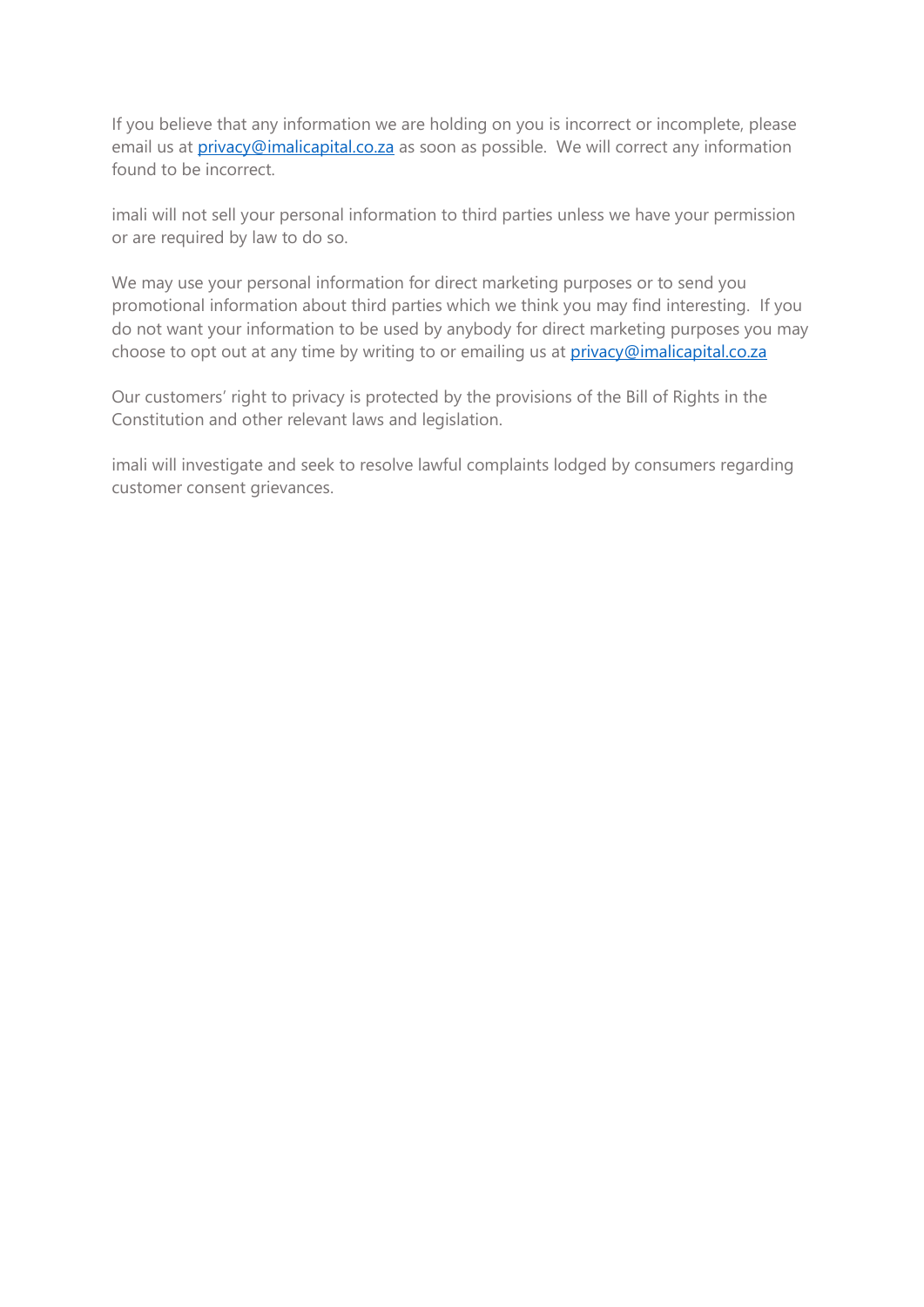If you believe that any information we are holding on you is incorrect or incomplete, please email us at privacy@imalicapital.co.za as soon as possible. We will correct any information found to be incorrect.

imali will not sell your personal information to third parties unless we have your permission or are required by law to do so.

We may use your personal information for direct marketing purposes or to send you promotional information about third parties which we think you may find interesting. If you do not want your information to be used by anybody for direct marketing purposes you may choose to opt out at any time by writing to or emailing us at privacy@imalicapital.co.za

Our customers' right to privacy is protected by the provisions of the Bill of Rights in the Constitution and other relevant laws and legislation.

imali will investigate and seek to resolve lawful complaints lodged by consumers regarding customer consent grievances.